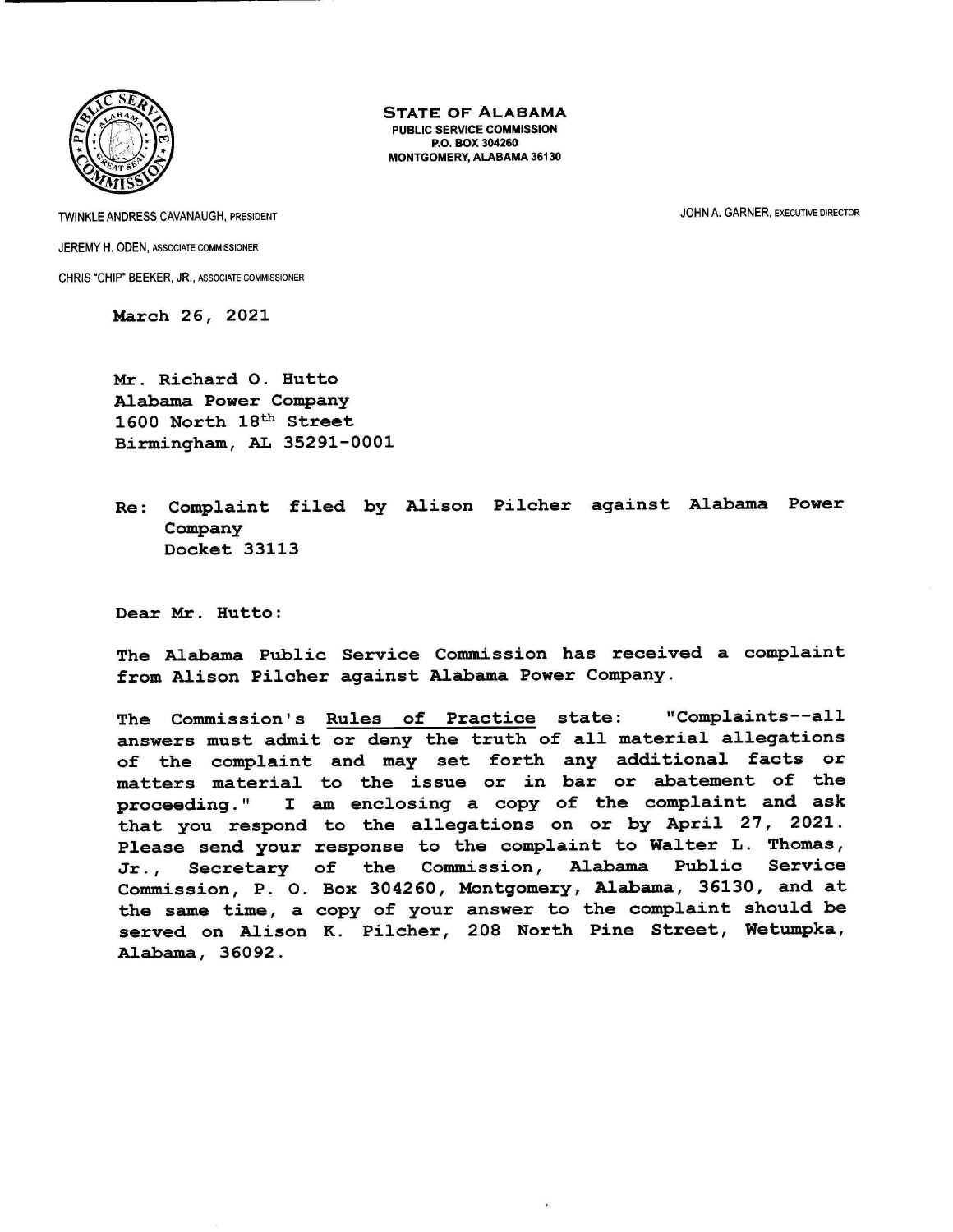**STATE OF ALABAMA**
PUBLIC SERVICE COMMISSION
P.O. BOX 304260
MONTGOMERY, ALABAMA 36130

TWINKLE ANDRESS CAVANAUGH, PRESIDENT

JEREMY H. ODEN, ASSOCIATE COMMISSIONER

CHRIS "CHIP" BEEKER, JR., ASSOCIATE COMMISSIONER

JOHN A. GARNER, EXECUTIVE DIRECTOR

March 26, 2021

Mr. Richard O. Hutto
Alabama Power Company
1600 North 18th Street
Birmingham, AL 35291-0001

Re: Complaint filed by Alison Pilcher against Alabama Power Company
Docket 33113

Dear Mr. Hutto:

The Alabama Public Service Commission has received a complaint from Alison Pilcher against Alabama Power Company.

The Commission's Rules of Practice state: "Complaints--all answers must admit or deny the truth of all material allegations of the complaint and may set forth any additional facts or matters material to the issue or in bar or abatement of the proceeding." I am enclosing a copy of the complaint and ask that you respond to the allegations on or by April 27, 2021. Please send your response to the complaint to Walter L. Thomas, Jr., Secretary of the Commission, Alabama Public Service Commission, P. O. Box 304260, Montgomery, Alabama, 36130, and at the same time, a copy of your answer to the complaint should be served on Alison K. Pilcher, 208 North Pine Street, Wetumpka, Alabama, 36092.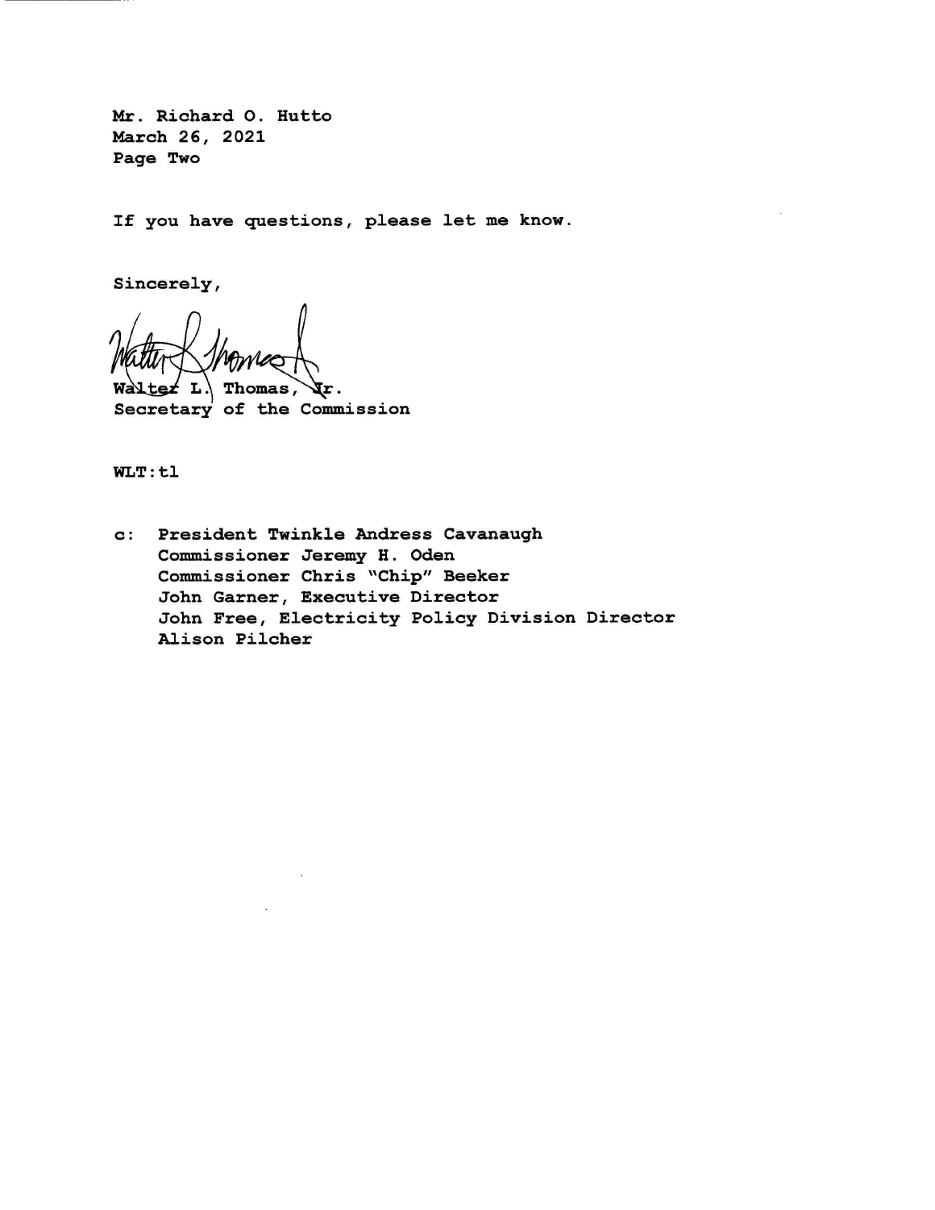Mr. Richard O. Hutto
March 26, 2021
Page Two

If you have questions, please let me know.

Sincerely,

Walter L. Thomas, Jr.
Secretary of the Commission

WLT:tl

c: President Twinkle Andress Cavanaugh
Commissioner Jeremy H. Oden
Commissioner Chris "Chip" Beeker
John Garner, Executive Director
John Free, Electricity Policy Division Director
Alison Pilcher